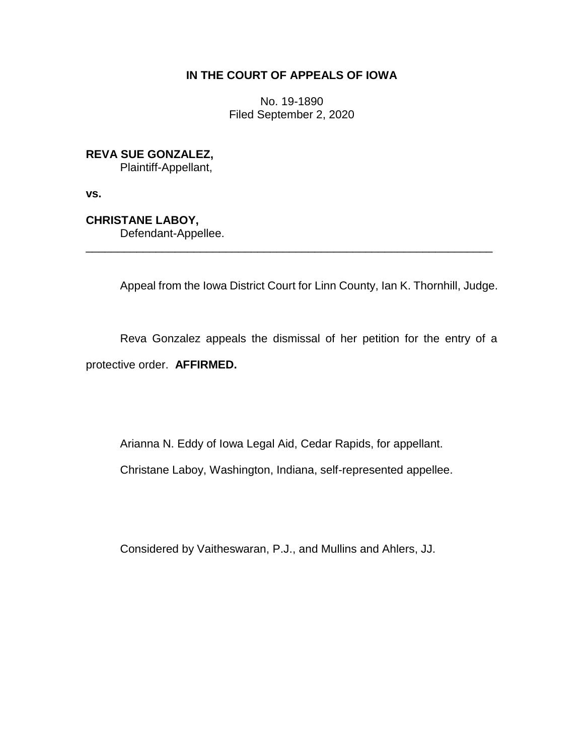**IN THE COURT OF APPEALS OF IOWA**

No. 19-1890
Filed September 2, 2020

**REVA SUE GONZALEZ,**
Plaintiff-Appellant,

**vs.**

**CHRISTANE LABOY,**
Defendant-Appellee.

---

Appeal from the Iowa District Court for Linn County, Ian K. Thornhill, Judge.

Reva Gonzalez appeals the dismissal of her petition for the entry of a protective order. **AFFIRMED.**

Arianna N. Eddy of Iowa Legal Aid, Cedar Rapids, for appellant.

Christane Laboy, Washington, Indiana, self-represented appellee.

Considered by Vaitheswaran, P.J., and Mullins and Ahlers, JJ.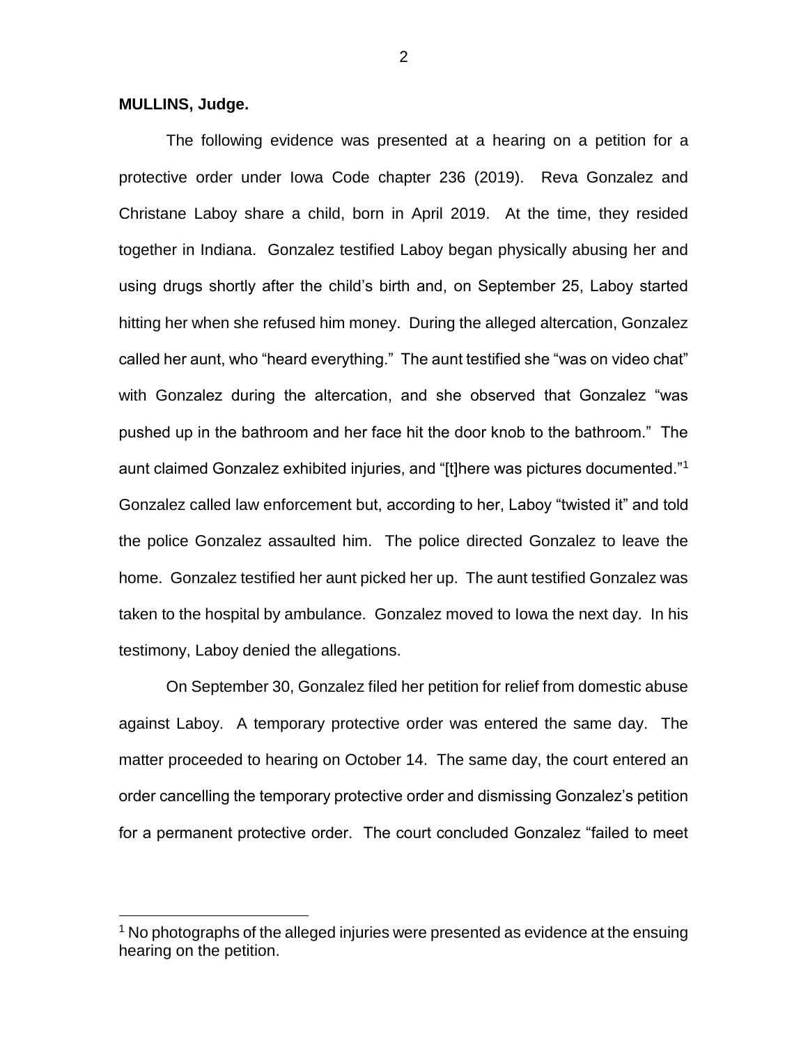**MULLINS, Judge.**

The following evidence was presented at a hearing on a petition for a protective order under Iowa Code chapter 236 (2019). Reva Gonzalez and Christane Laboy share a child, born in April 2019. At the time, they resided together in Indiana. Gonzalez testified Laboy began physically abusing her and using drugs shortly after the child's birth and, on September 25, Laboy started hitting her when she refused him money. During the alleged altercation, Gonzalez called her aunt, who "heard everything." The aunt testified she "was on video chat" with Gonzalez during the altercation, and she observed that Gonzalez "was pushed up in the bathroom and her face hit the door knob to the bathroom." The aunt claimed Gonzalez exhibited injuries, and "[t]here was pictures documented."[1] Gonzalez called law enforcement but, according to her, Laboy "twisted it" and told the police Gonzalez assaulted him. The police directed Gonzalez to leave the home. Gonzalez testified her aunt picked her up. The aunt testified Gonzalez was taken to the hospital by ambulance. Gonzalez moved to Iowa the next day. In his testimony, Laboy denied the allegations.

On September 30, Gonzalez filed her petition for relief from domestic abuse against Laboy. A temporary protective order was entered the same day. The matter proceeded to hearing on October 14. The same day, the court entered an order cancelling the temporary protective order and dismissing Gonzalez's petition for a permanent protective order. The court concluded Gonzalez "failed to meet

[1] No photographs of the alleged injuries were presented as evidence at the ensuing hearing on the petition.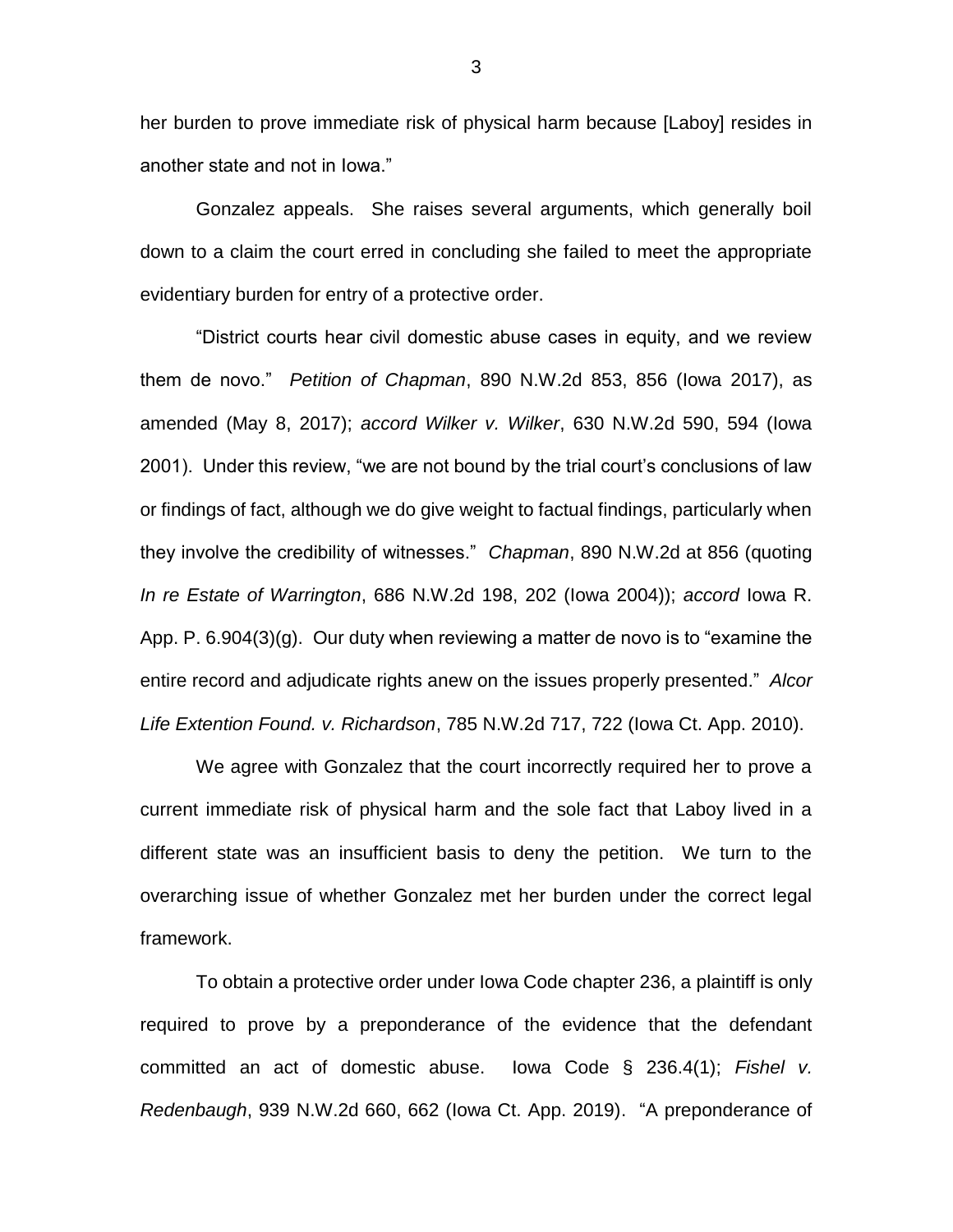her burden to prove immediate risk of physical harm because [Laboy] resides in another state and not in Iowa."

Gonzalez appeals. She raises several arguments, which generally boil down to a claim the court erred in concluding she failed to meet the appropriate evidentiary burden for entry of a protective order.

"District courts hear civil domestic abuse cases in equity, and we review them de novo." *Petition of Chapman*, 890 N.W.2d 853, 856 (Iowa 2017), as amended (May 8, 2017); *accord Wilker v. Wilker*, 630 N.W.2d 590, 594 (Iowa 2001). Under this review, "we are not bound by the trial court's conclusions of law or findings of fact, although we do give weight to factual findings, particularly when they involve the credibility of witnesses." *Chapman*, 890 N.W.2d at 856 (quoting *In re Estate of Warrington*, 686 N.W.2d 198, 202 (Iowa 2004)); *accord* Iowa R. App. P. 6.904(3)(g). Our duty when reviewing a matter de novo is to "examine the entire record and adjudicate rights anew on the issues properly presented." *Alcor Life Extention Found. v. Richardson*, 785 N.W.2d 717, 722 (Iowa Ct. App. 2010).

We agree with Gonzalez that the court incorrectly required her to prove a current immediate risk of physical harm and the sole fact that Laboy lived in a different state was an insufficient basis to deny the petition. We turn to the overarching issue of whether Gonzalez met her burden under the correct legal framework.

To obtain a protective order under Iowa Code chapter 236, a plaintiff is only required to prove by a preponderance of the evidence that the defendant committed an act of domestic abuse. Iowa Code § 236.4(1); *Fishel v. Redenbaugh*, 939 N.W.2d 660, 662 (Iowa Ct. App. 2019). "A preponderance of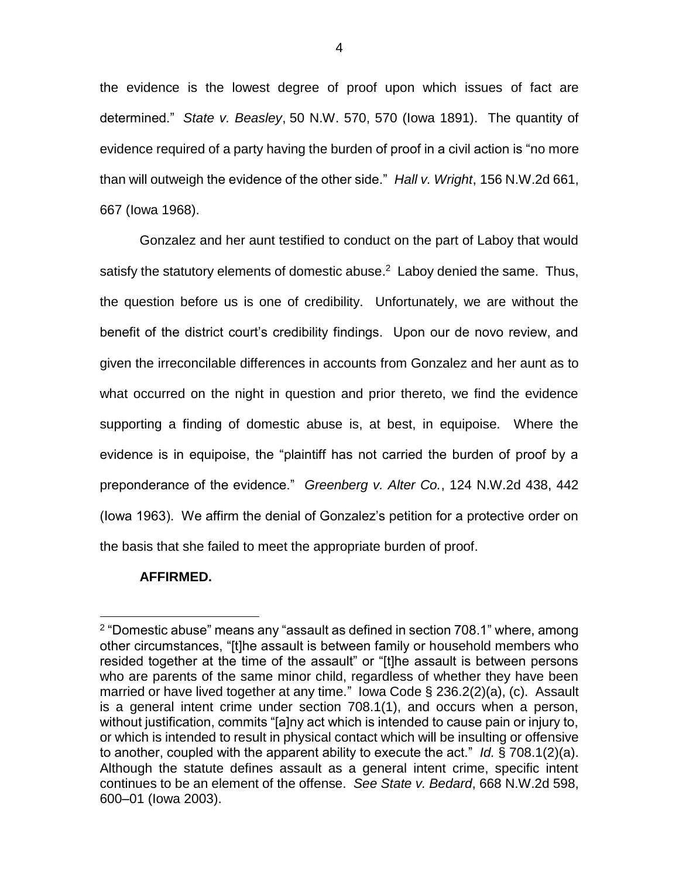the evidence is the lowest degree of proof upon which issues of fact are determined." *State v. Beasley*, 50 N.W. 570, 570 (Iowa 1891). The quantity of evidence required of a party having the burden of proof in a civil action is "no more than will outweigh the evidence of the other side." *Hall v. Wright*, 156 N.W.2d 661, 667 (Iowa 1968).

Gonzalez and her aunt testified to conduct on the part of Laboy that would satisfy the statutory elements of domestic abuse.[2] Laboy denied the same. Thus, the question before us is one of credibility. Unfortunately, we are without the benefit of the district court's credibility findings. Upon our de novo review, and given the irreconcilable differences in accounts from Gonzalez and her aunt as to what occurred on the night in question and prior thereto, we find the evidence supporting a finding of domestic abuse is, at best, in equipoise. Where the evidence is in equipoise, the "plaintiff has not carried the burden of proof by a preponderance of the evidence." *Greenberg v. Alter Co.*, 124 N.W.2d 438, 442 (Iowa 1963). We affirm the denial of Gonzalez's petition for a protective order on the basis that she failed to meet the appropriate burden of proof.

**AFFIRMED.**

[2] "Domestic abuse" means any "assault as defined in section 708.1" where, among other circumstances, "[t]he assault is between family or household members who resided together at the time of the assault" or "[t]he assault is between persons who are parents of the same minor child, regardless of whether they have been married or have lived together at any time." Iowa Code § 236.2(2)(a), (c). Assault is a general intent crime under section 708.1(1), and occurs when a person, without justification, commits "[a]ny act which is intended to cause pain or injury to, or which is intended to result in physical contact which will be insulting or offensive to another, coupled with the apparent ability to execute the act." *Id.* § 708.1(2)(a). Although the statute defines assault as a general intent crime, specific intent continues to be an element of the offense. *See State v. Bedard*, 668 N.W.2d 598, 600–01 (Iowa 2003).